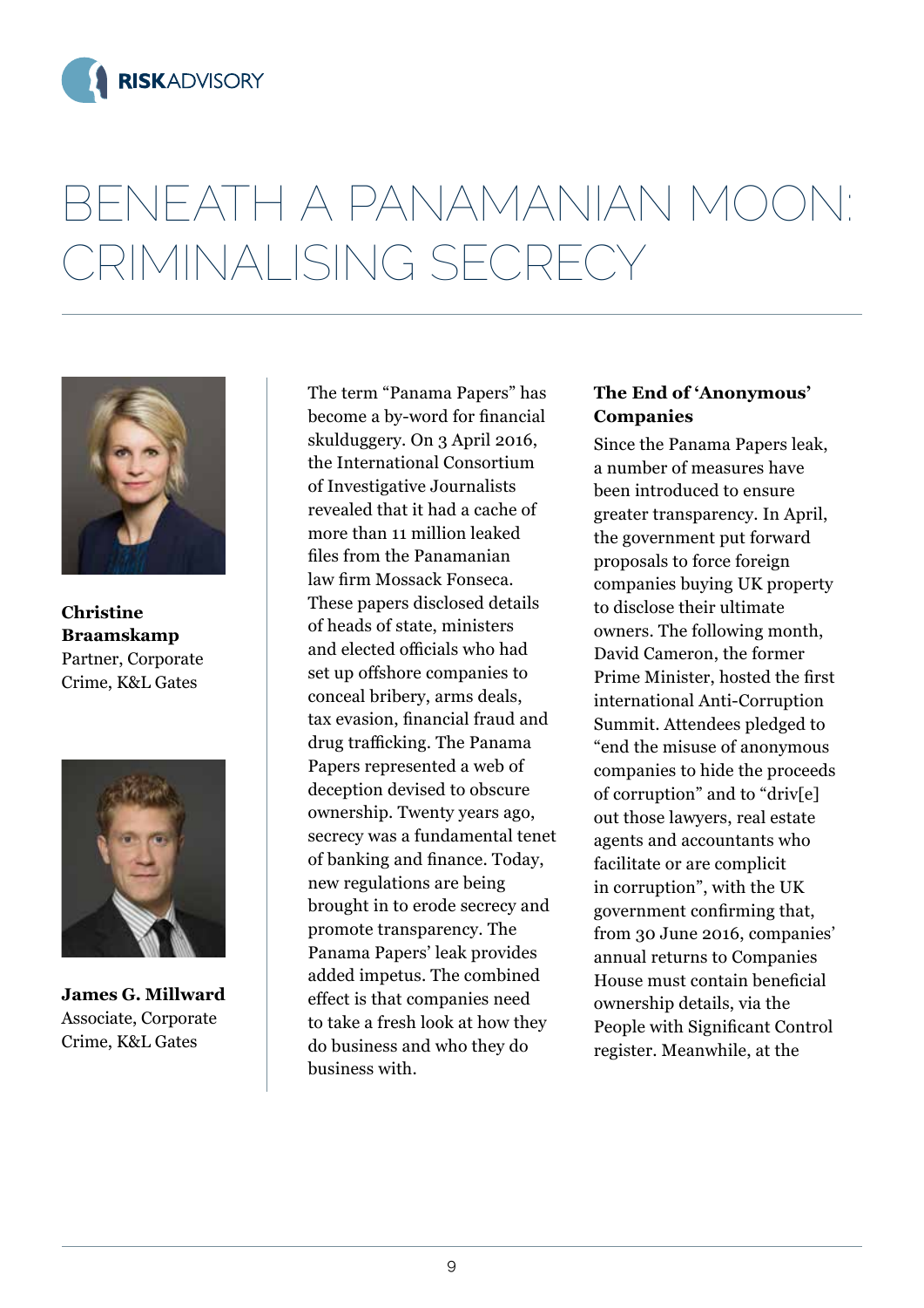# BENEATH A PANAMANIAN MOON: CRIMINALISING SECRECY

**Christine Braamskamp**
Partner, Corporate Crime, K&L Gates

**James G. Millward**
Associate, Corporate Crime, K&L Gates

The term "Panama Papers" has become a by-word for financial skulduggery. On 3 April 2016, the International Consortium of Investigative Journalists revealed that it had a cache of more than 11 million leaked files from the Panamanian law firm Mossack Fonseca. These papers disclosed details of heads of state, ministers and elected officials who had set up offshore companies to conceal bribery, arms deals, tax evasion, financial fraud and drug trafficking. The Panama Papers represented a web of deception devised to obscure ownership. Twenty years ago, secrecy was a fundamental tenet of banking and finance. Today, new regulations are being brought in to erode secrecy and promote transparency. The Panama Papers' leak provides added impetus. The combined effect is that companies need to take a fresh look at how they do business and who they do business with.

**The End of 'Anonymous' Companies**

Since the Panama Papers leak, a number of measures have been introduced to ensure greater transparency. In April, the government put forward proposals to force foreign companies buying UK property to disclose their ultimate owners. The following month, David Cameron, the former Prime Minister, hosted the first international Anti-Corruption Summit. Attendees pledged to "end the misuse of anonymous companies to hide the proceeds of corruption" and to "driv[e] out those lawyers, real estate agents and accountants who facilitate or are complicit in corruption", with the UK government confirming that, from 30 June 2016, companies' annual returns to Companies House must contain beneficial ownership details, via the People with Significant Control register. Meanwhile, at the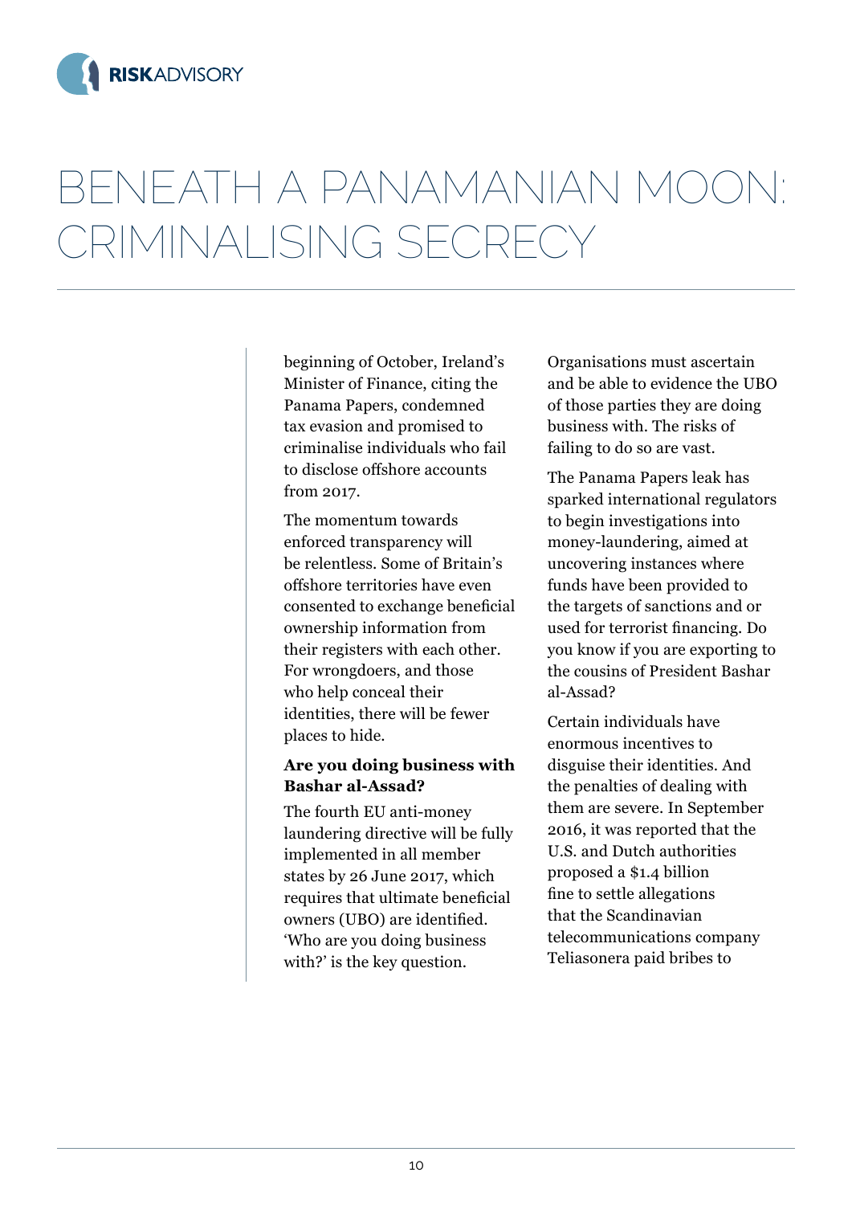# BENEATH A PANAMANIAN MOON: CRIMINALISING SECRECY

beginning of October, Ireland's Minister of Finance, citing the Panama Papers, condemned tax evasion and promised to criminalise individuals who fail to disclose offshore accounts from 2017.

The momentum towards enforced transparency will be relentless. Some of Britain's offshore territories have even consented to exchange beneficial ownership information from their registers with each other. For wrongdoers, and those who help conceal their identities, there will be fewer places to hide.

**Are you doing business with Bashar al-Assad?**

The fourth EU anti-money laundering directive will be fully implemented in all member states by 26 June 2017, which requires that ultimate beneficial owners (UBO) are identified. 'Who are you doing business with?' is the key question. Organisations must ascertain and be able to evidence the UBO of those parties they are doing business with. The risks of failing to do so are vast.

The Panama Papers leak has sparked international regulators to begin investigations into money-laundering, aimed at uncovering instances where funds have been provided to the targets of sanctions and or used for terrorist financing. Do you know if you are exporting to the cousins of President Bashar al-Assad?

Certain individuals have enormous incentives to disguise their identities. And the penalties of dealing with them are severe. In September 2016, it was reported that the U.S. and Dutch authorities proposed a $1.4 billion fine to settle allegations that the Scandinavian telecommunications company Teliasonera paid bribes to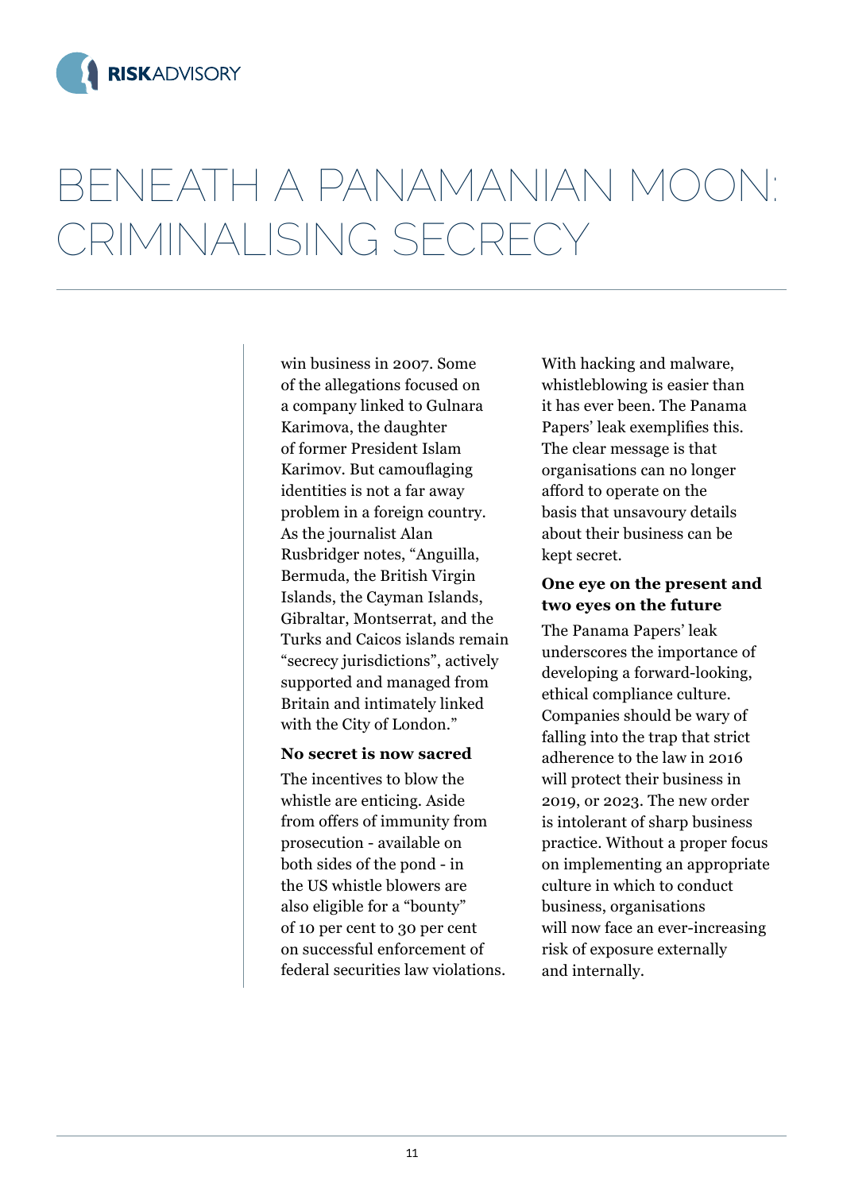# BENEATH A PANAMANIAN MOON: CRIMINALISING SECRECY

win business in 2007. Some of the allegations focused on a company linked to Gulnara Karimova, the daughter of former President Islam Karimov. But camouflaging identities is not a far away problem in a foreign country. As the journalist Alan Rusbridger notes, "Anguilla, Bermuda, the British Virgin Islands, the Cayman Islands, Gibraltar, Montserrat, and the Turks and Caicos islands remain "secrecy jurisdictions", actively supported and managed from Britain and intimately linked with the City of London."

**No secret is now sacred**

The incentives to blow the whistle are enticing. Aside from offers of immunity from prosecution - available on both sides of the pond - in the US whistle blowers are also eligible for a "bounty" of 10 per cent to 30 per cent on successful enforcement of federal securities law violations. With hacking and malware, whistleblowing is easier than it has ever been. The Panama Papers' leak exemplifies this. The clear message is that organisations can no longer afford to operate on the basis that unsavoury details about their business can be kept secret.

**One eye on the present and two eyes on the future**

The Panama Papers' leak underscores the importance of developing a forward-looking, ethical compliance culture. Companies should be wary of falling into the trap that strict adherence to the law in 2016 will protect their business in 2019, or 2023. The new order is intolerant of sharp business practice. Without a proper focus on implementing an appropriate culture in which to conduct business, organisations will now face an ever-increasing risk of exposure externally and internally.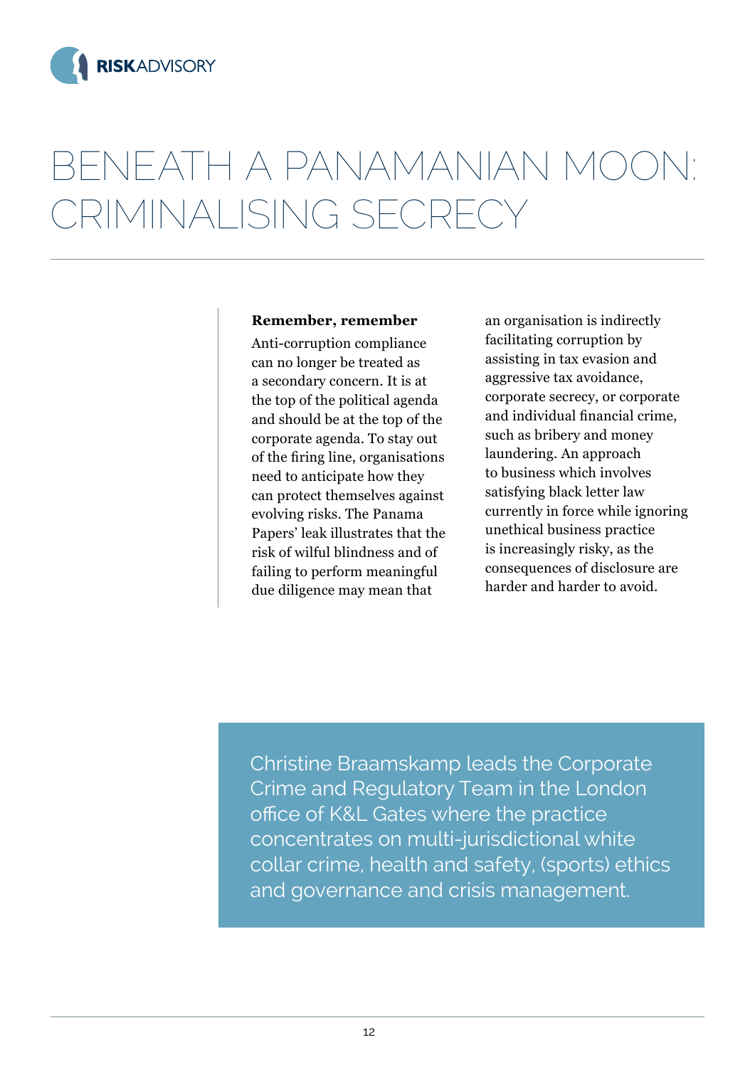# BENEATH A PANAMANIAN MOON: CRIMINALISING SECRECY

**Remember, remember**

Anti-corruption compliance can no longer be treated as a secondary concern. It is at the top of the political agenda and should be at the top of the corporate agenda. To stay out of the firing line, organisations need to anticipate how they can protect themselves against evolving risks. The Panama Papers' leak illustrates that the risk of wilful blindness and of failing to perform meaningful due diligence may mean that an organisation is indirectly facilitating corruption by assisting in tax evasion and aggressive tax avoidance, corporate secrecy, or corporate and individual financial crime, such as bribery and money laundering. An approach to business which involves satisfying black letter law currently in force while ignoring unethical business practice is increasingly risky, as the consequences of disclosure are harder and harder to avoid.

Christine Braamskamp leads the Corporate Crime and Regulatory Team in the London office of K&L Gates where the practice concentrates on multi-jurisdictional white collar crime, health and safety, (sports) ethics and governance and crisis management.